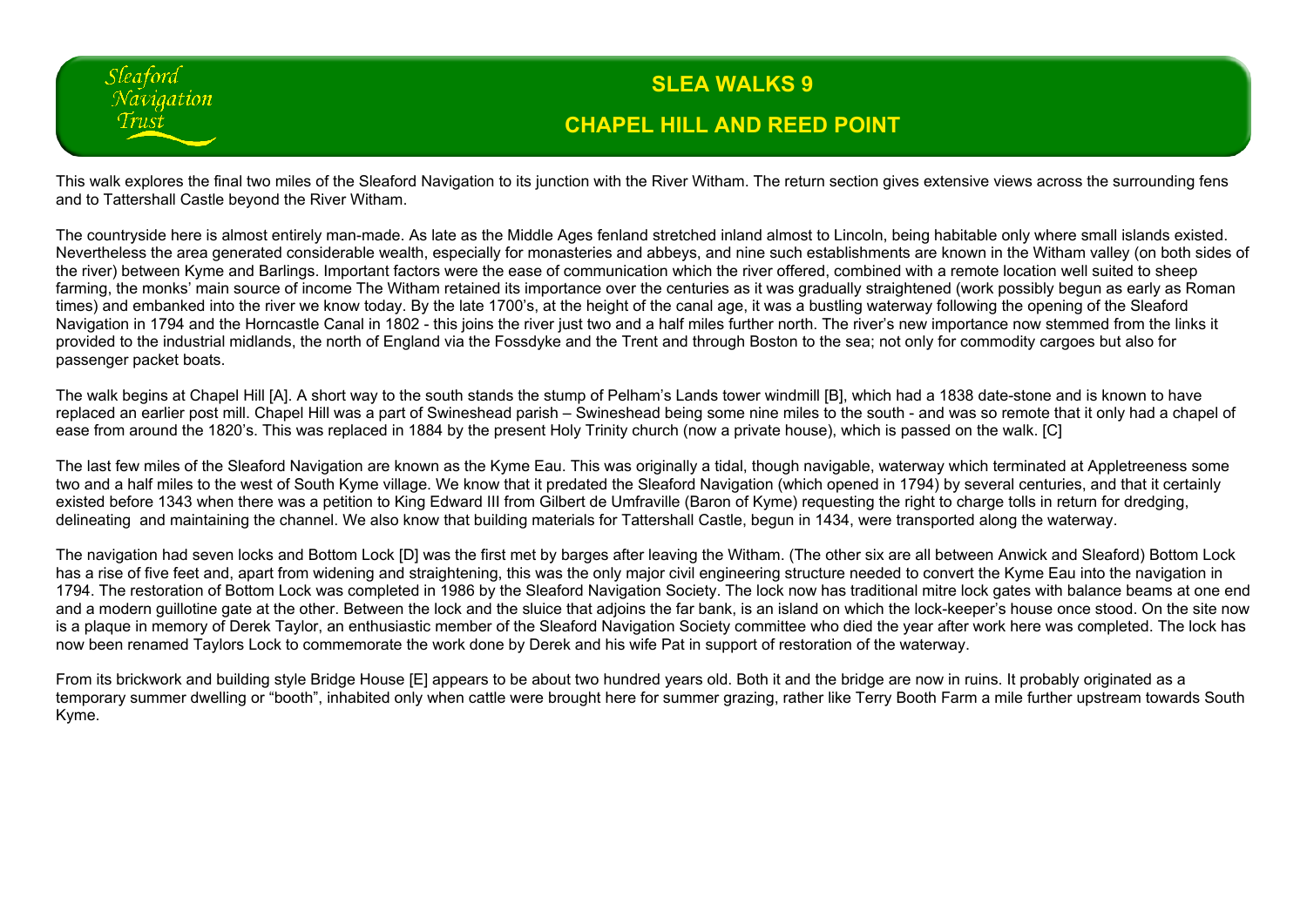Sleaford Navigation Trust

# SLEA WALKS 9

## CHAPEL HILL AND REED POINT

This walk explores the final two miles of the Sleaford Navigation to its junction with the River Witham. The return section gives extensive views across the surrounding fens and to Tattershall Castle beyond the River Witham.

The countryside here is almost entirely man-made. As late as the Middle Ages fenland stretched inland almost to Lincoln, being habitable only where small islands existed. Nevertheless the area generated considerable wealth, especially for monasteries and abbeys, and nine such establishments are known in the Witham valley (on both sides of the river) between Kyme and Barlings. Important factors were the ease of communication which the river offered, combined with a remote location well suited to sheep farming, the monks' main source of income The Witham retained its importance over the centuries as it was gradually straightened (work possibly begun as early as Roman times) and embanked into the river we know today. By the late 1700's, at the height of the canal age, it was a bustling waterway following the opening of the Sleaford Navigation in 1794 and the Horncastle Canal in 1802 - this joins the river just two and a half miles further north. The river's new importance now stemmed from the links it provided to the industrial midlands, the north of England via the Fossdyke and the Trent and through Boston to the sea; not only for commodity cargoes but also for passenger packet boats.

The walk begins at Chapel Hill [A]. A short way to the south stands the stump of Pelham's Lands tower windmill [B], which had a 1838 date-stone and is known to have replaced an earlier post mill. Chapel Hill was a part of Swineshead parish – Swineshead being some nine miles to the south - and was so remote that it only had a chapel of ease from around the 1820's. This was replaced in 1884 by the present Holy Trinity church (now a private house), which is passed on the walk. [C]

The last few miles of the Sleaford Navigation are known as the Kyme Eau. This was originally a tidal, though navigable, waterway which terminated at Appletreeness some two and a half miles to the west of South Kyme village. We know that it predated the Sleaford Navigation (which opened in 1794) by several centuries, and that it certainly existed before 1343 when there was a petition to King Edward III from Gilbert de Umfraville (Baron of Kyme) requesting the right to charge tolls in return for dredging, delineating and maintaining the channel. We also know that building materials for Tattershall Castle, begun in 1434, were transported along the waterway.

The navigation had seven locks and Bottom Lock [D] was the first met by barges after leaving the Witham. (The other six are all between Anwick and Sleaford) Bottom Lock has a rise of five feet and, apart from widening and straightening, this was the only major civil engineering structure needed to convert the Kyme Eau into the navigation in 1794. The restoration of Bottom Lock was completed in 1986 by the Sleaford Navigation Society. The lock now has traditional mitre lock gates with balance beams at one end and a modern guillotine gate at the other. Between the lock and the sluice that adjoins the far bank, is an island on which the lock-keeper's house once stood. On the site now is a plaque in memory of Derek Taylor, an enthusiastic member of the Sleaford Navigation Society committee who died the year after work here was completed. The lock has now been renamed Taylors Lock to commemorate the work done by Derek and his wife Pat in support of restoration of the waterway.

From its brickwork and building style Bridge House [E] appears to be about two hundred years old. Both it and the bridge are now in ruins. It probably originated as a temporary summer dwelling or "booth", inhabited only when cattle were brought here for summer grazing, rather like Terry Booth Farm a mile further upstream towards South Kyme.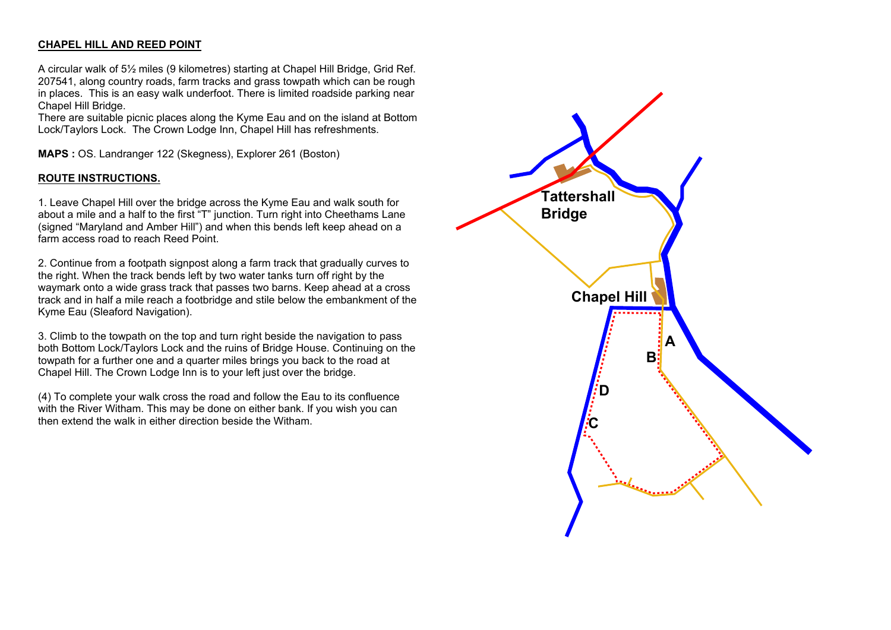**CHAPEL HILL AND REED POINT**

A circular walk of 5½ miles (9 kilometres) starting at Chapel Hill Bridge, Grid Ref. 207541, along country roads, farm tracks and grass towpath which can be rough in places. This is an easy walk underfoot. There is limited roadside parking near Chapel Hill Bridge.
There are suitable picnic places along the Kyme Eau and on the island at Bottom Lock/Taylors Lock. The Crown Lodge Inn, Chapel Hill has refreshments.

**MAPS :** OS. Landranger 122 (Skegness), Explorer 261 (Boston)

**ROUTE INSTRUCTIONS.**

1. Leave Chapel Hill over the bridge across the Kyme Eau and walk south for about a mile and a half to the first "T" junction. Turn right into Cheethams Lane (signed "Maryland and Amber Hill") and when this bends left keep ahead on a farm access road to reach Reed Point.

2. Continue from a footpath signpost along a farm track that gradually curves to the right. When the track bends left by two water tanks turn off right by the waymark onto a wide grass track that passes two barns. Keep ahead at a cross track and in half a mile reach a footbridge and stile below the embankment of the Kyme Eau (Sleaford Navigation).

3. Climb to the towpath on the top and turn right beside the navigation to pass both Bottom Lock/Taylors Lock and the ruins of Bridge House. Continuing on the towpath for a further one and a quarter miles brings you back to the road at Chapel Hill. The Crown Lodge Inn is to your left just over the bridge.

(4) To complete your walk cross the road and follow the Eau to its confluence with the River Witham. This may be done on either bank. If you wish you can then extend the walk in either direction beside the Witham.

Tattershall Bridge

Chapel Hill

A

B

D

C